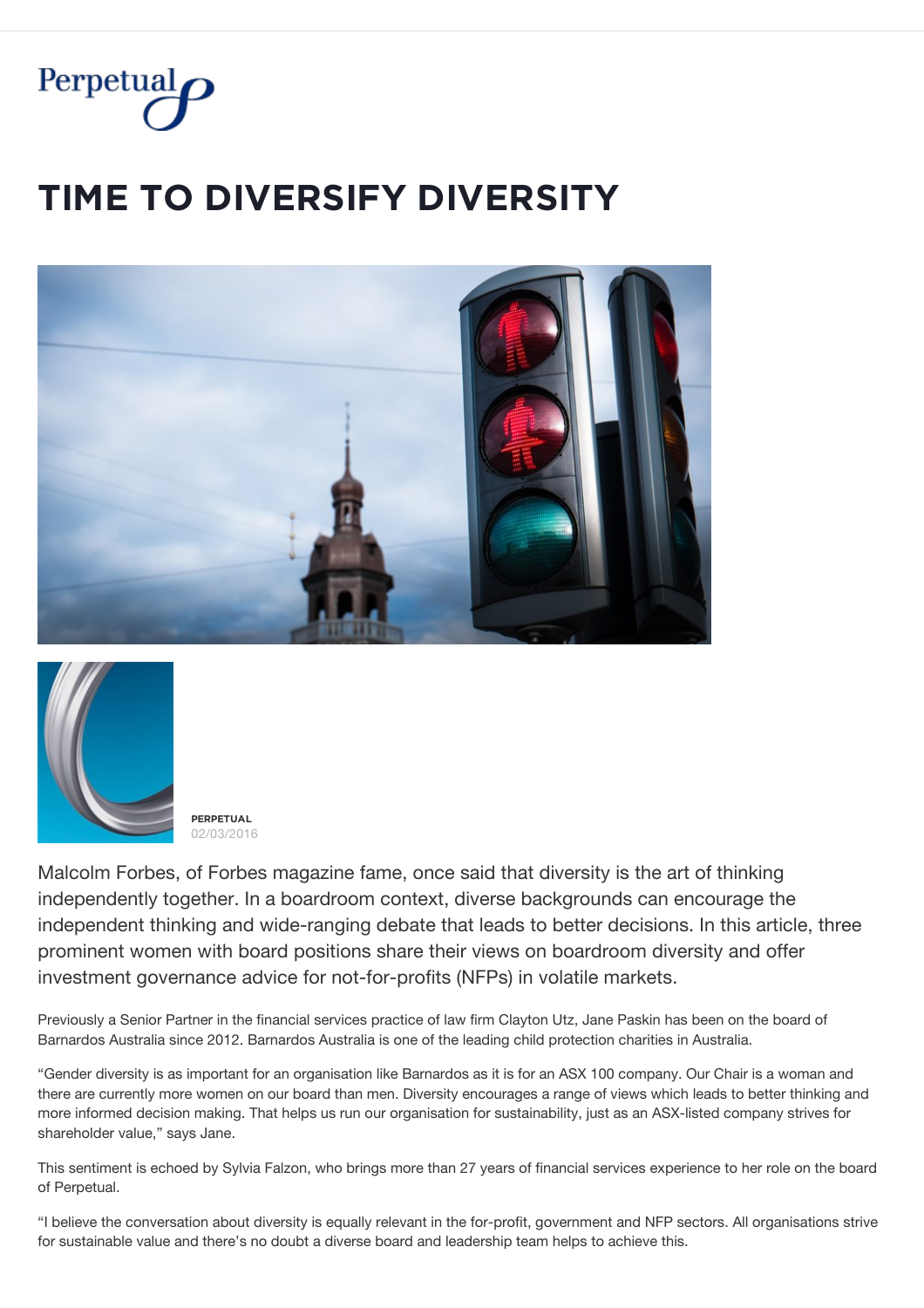# TIME TO DIVERSIFY DIVERSITY

**PERPETUAL**
02/03/2016

Malcolm Forbes, of Forbes magazine fame, once said that diversity is the art of thinking independently together. In a boardroom context, diverse backgrounds can encourage the independent thinking and wide-ranging debate that leads to better decisions. In this article, three prominent women with board positions share their views on boardroom diversity and offer investment governance advice for not-for-profits (NFPs) in volatile markets.

Previously a Senior Partner in the financial services practice of law firm Clayton Utz, Jane Paskin has been on the board of Barnardos Australia since 2012. Barnardos Australia is one of the leading child protection charities in Australia.

"Gender diversity is as important for an organisation like Barnardos as it is for an ASX 100 company. Our Chair is a woman and there are currently more women on our board than men. Diversity encourages a range of views which leads to better thinking and more informed decision making. That helps us run our organisation for sustainability, just as an ASX-listed company strives for shareholder value," says Jane.

This sentiment is echoed by Sylvia Falzon, who brings more than 27 years of financial services experience to her role on the board of Perpetual.

"I believe the conversation about diversity is equally relevant in the for-profit, government and NFP sectors. All organisations strive for sustainable value and there's no doubt a diverse board and leadership team helps to achieve this.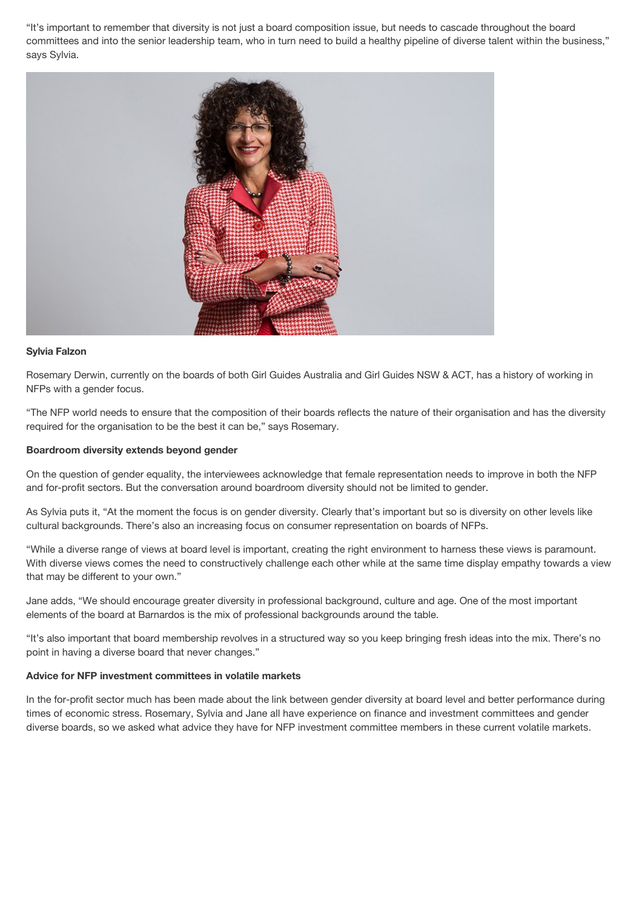"It's important to remember that diversity is not just a board composition issue, but needs to cascade throughout the board committees and into the senior leadership team, who in turn need to build a healthy pipeline of diverse talent within the business," says Sylvia.

**Sylvia Falzon**

Rosemary Derwin, currently on the boards of both Girl Guides Australia and Girl Guides NSW & ACT, has a history of working in NFPs with a gender focus.

"The NFP world needs to ensure that the composition of their boards reflects the nature of their organisation and has the diversity required for the organisation to be the best it can be," says Rosemary.

**Boardroom diversity extends beyond gender**

On the question of gender equality, the interviewees acknowledge that female representation needs to improve in both the NFP and for-profit sectors. But the conversation around boardroom diversity should not be limited to gender.

As Sylvia puts it, "At the moment the focus is on gender diversity. Clearly that's important but so is diversity on other levels like cultural backgrounds. There's also an increasing focus on consumer representation on boards of NFPs.

"While a diverse range of views at board level is important, creating the right environment to harness these views is paramount. With diverse views comes the need to constructively challenge each other while at the same time display empathy towards a view that may be different to your own."

Jane adds, "We should encourage greater diversity in professional background, culture and age. One of the most important elements of the board at Barnardos is the mix of professional backgrounds around the table.

"It's also important that board membership revolves in a structured way so you keep bringing fresh ideas into the mix. There's no point in having a diverse board that never changes."

**Advice for NFP investment committees in volatile markets**

In the for-profit sector much has been made about the link between gender diversity at board level and better performance during times of economic stress. Rosemary, Sylvia and Jane all have experience on finance and investment committees and gender diverse boards, so we asked what advice they have for NFP investment committee members in these current volatile markets.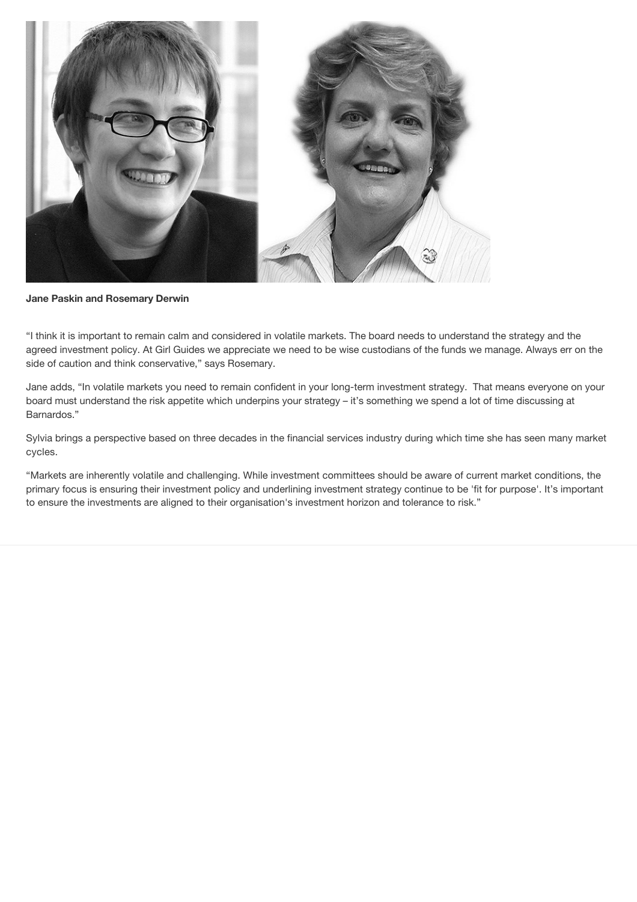**Jane Paskin and Rosemary Derwin**

“I think it is important to remain calm and considered in volatile markets. The board needs to understand the strategy and the agreed investment policy. At Girl Guides we appreciate we need to be wise custodians of the funds we manage. Always err on the side of caution and think conservative,” says Rosemary.

Jane adds, “In volatile markets you need to remain confident in your long-term investment strategy. That means everyone on your board must understand the risk appetite which underpins your strategy – it’s something we spend a lot of time discussing at Barnardos.”

Sylvia brings a perspective based on three decades in the financial services industry during which time she has seen many market cycles.

“Markets are inherently volatile and challenging. While investment committees should be aware of current market conditions, the primary focus is ensuring their investment policy and underlining investment strategy continue to be 'fit for purpose'. It’s important to ensure the investments are aligned to their organisation's investment horizon and tolerance to risk.”